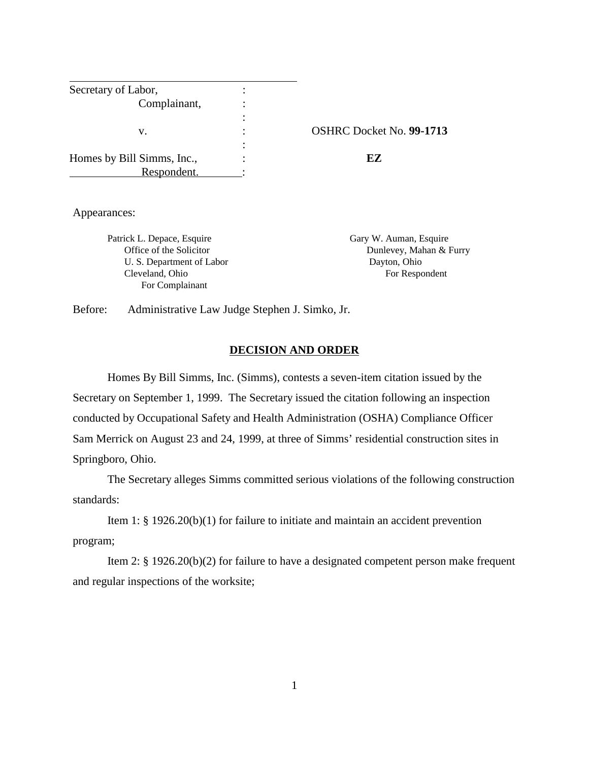| | | |
|---|---|---|
| Secretary of Labor, | : | |
| Complainant, | : | |
| | : | |
| v. | : | OSHRC Docket No. **99-1713** |
| | : | |
| Homes by Bill Simms, Inc., | : | **EZ** |
| Respondent. | : | |

Appearances:

Patrick L. Depace, Esquire
Office of the Solicitor
U. S. Department of Labor
Cleveland, Ohio
For Complainant

Gary W. Auman, Esquire
Dunlevey, Mahan & Furry
Dayton, Ohio
For Respondent

Before: Administrative Law Judge Stephen J. Simko, Jr.

## DECISION AND ORDER

Homes By Bill Simms, Inc. (Simms), contests a seven-item citation issued by the Secretary on September 1, 1999. The Secretary issued the citation following an inspection conducted by Occupational Safety and Health Administration (OSHA) Compliance Officer Sam Merrick on August 23 and 24, 1999, at three of Simms' residential construction sites in Springboro, Ohio.

The Secretary alleges Simms committed serious violations of the following construction standards:

Item 1: § 1926.20(b)(1) for failure to initiate and maintain an accident prevention program;

Item 2: § 1926.20(b)(2) for failure to have a designated competent person make frequent and regular inspections of the worksite;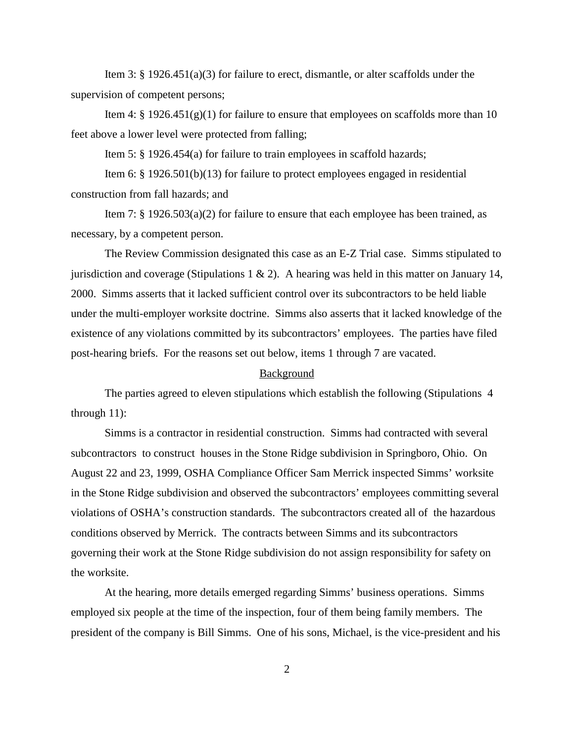Item 3: § 1926.451(a)(3) for failure to erect, dismantle, or alter scaffolds under the supervision of competent persons;

Item 4: § 1926.451(g)(1) for failure to ensure that employees on scaffolds more than 10 feet above a lower level were protected from falling;

Item 5: § 1926.454(a) for failure to train employees in scaffold hazards;

Item 6: § 1926.501(b)(13) for failure to protect employees engaged in residential construction from fall hazards; and

Item 7: § 1926.503(a)(2) for failure to ensure that each employee has been trained, as necessary, by a competent person.

The Review Commission designated this case as an E-Z Trial case. Simms stipulated to jurisdiction and coverage (Stipulations 1 & 2). A hearing was held in this matter on January 14, 2000. Simms asserts that it lacked sufficient control over its subcontractors to be held liable under the multi-employer worksite doctrine. Simms also asserts that it lacked knowledge of the existence of any violations committed by its subcontractors' employees. The parties have filed post-hearing briefs. For the reasons set out below, items 1 through 7 are vacated.

## Background

The parties agreed to eleven stipulations which establish the following (Stipulations 4 through 11):

Simms is a contractor in residential construction. Simms had contracted with several subcontractors to construct houses in the Stone Ridge subdivision in Springboro, Ohio. On August 22 and 23, 1999, OSHA Compliance Officer Sam Merrick inspected Simms' worksite in the Stone Ridge subdivision and observed the subcontractors' employees committing several violations of OSHA's construction standards. The subcontractors created all of the hazardous conditions observed by Merrick. The contracts between Simms and its subcontractors governing their work at the Stone Ridge subdivision do not assign responsibility for safety on the worksite.

At the hearing, more details emerged regarding Simms' business operations. Simms employed six people at the time of the inspection, four of them being family members. The president of the company is Bill Simms. One of his sons, Michael, is the vice-president and his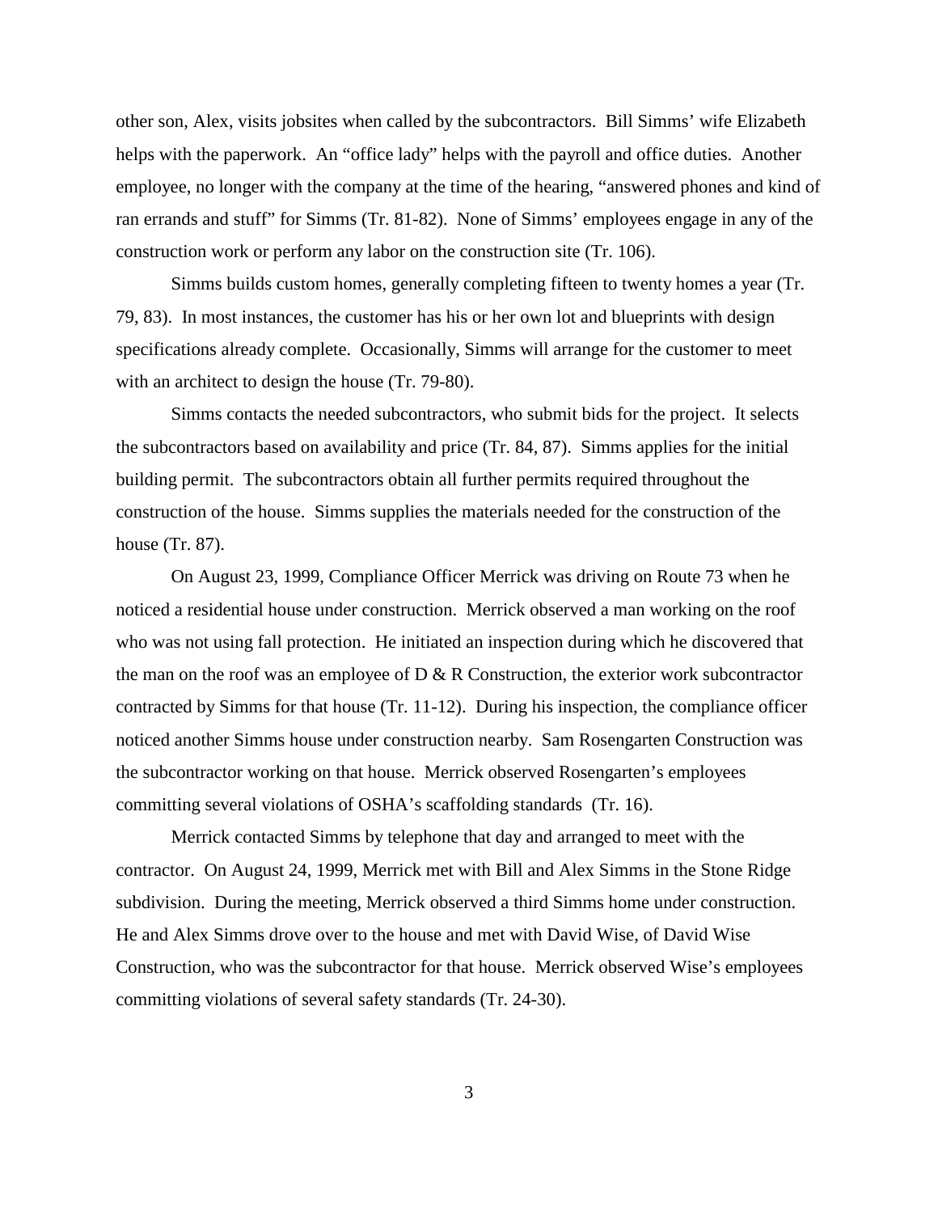other son, Alex, visits jobsites when called by the subcontractors. Bill Simms' wife Elizabeth helps with the paperwork. An "office lady" helps with the payroll and office duties. Another employee, no longer with the company at the time of the hearing, "answered phones and kind of ran errands and stuff" for Simms (Tr. 81-82). None of Simms' employees engage in any of the construction work or perform any labor on the construction site (Tr. 106).

Simms builds custom homes, generally completing fifteen to twenty homes a year (Tr. 79, 83). In most instances, the customer has his or her own lot and blueprints with design specifications already complete. Occasionally, Simms will arrange for the customer to meet with an architect to design the house (Tr. 79-80).

Simms contacts the needed subcontractors, who submit bids for the project. It selects the subcontractors based on availability and price (Tr. 84, 87). Simms applies for the initial building permit. The subcontractors obtain all further permits required throughout the construction of the house. Simms supplies the materials needed for the construction of the house (Tr. 87).

On August 23, 1999, Compliance Officer Merrick was driving on Route 73 when he noticed a residential house under construction. Merrick observed a man working on the roof who was not using fall protection. He initiated an inspection during which he discovered that the man on the roof was an employee of D & R Construction, the exterior work subcontractor contracted by Simms for that house (Tr. 11-12). During his inspection, the compliance officer noticed another Simms house under construction nearby. Sam Rosengarten Construction was the subcontractor working on that house. Merrick observed Rosengarten's employees committing several violations of OSHA's scaffolding standards (Tr. 16).

Merrick contacted Simms by telephone that day and arranged to meet with the contractor. On August 24, 1999, Merrick met with Bill and Alex Simms in the Stone Ridge subdivision. During the meeting, Merrick observed a third Simms home under construction. He and Alex Simms drove over to the house and met with David Wise, of David Wise Construction, who was the subcontractor for that house. Merrick observed Wise's employees committing violations of several safety standards (Tr. 24-30).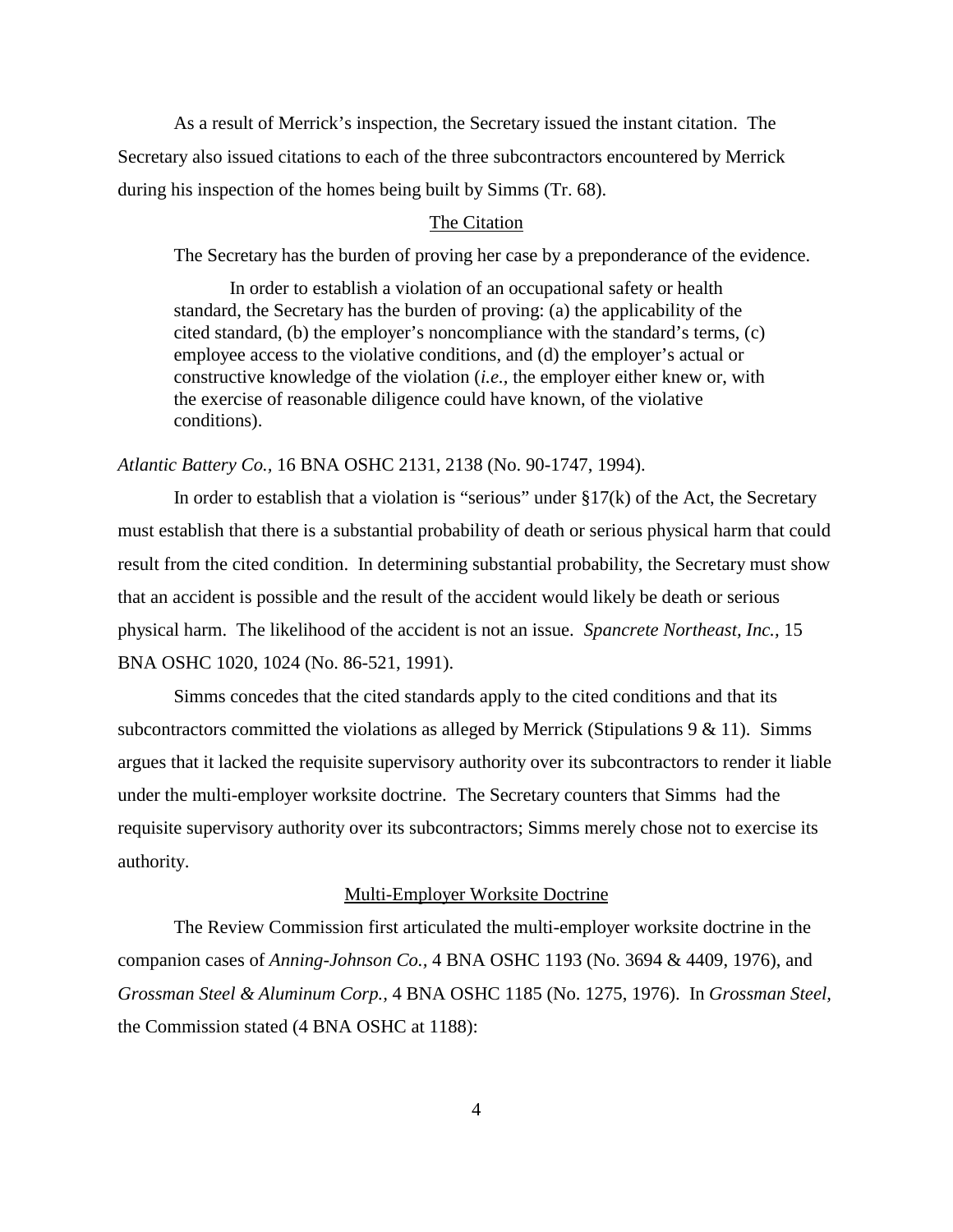As a result of Merrick's inspection, the Secretary issued the instant citation. The Secretary also issued citations to each of the three subcontractors encountered by Merrick during his inspection of the homes being built by Simms (Tr. 68).

## The Citation

The Secretary has the burden of proving her case by a preponderance of the evidence.

> In order to establish a violation of an occupational safety or health standard, the Secretary has the burden of proving: (a) the applicability of the cited standard, (b) the employer's noncompliance with the standard's terms, (c) employee access to the violative conditions, and (d) the employer's actual or constructive knowledge of the violation (*i.e.*, the employer either knew or, with the exercise of reasonable diligence could have known, of the violative conditions).

*Atlantic Battery Co.,* 16 BNA OSHC 2131, 2138 (No. 90-1747, 1994).

In order to establish that a violation is "serious" under §17(k) of the Act, the Secretary must establish that there is a substantial probability of death or serious physical harm that could result from the cited condition. In determining substantial probability, the Secretary must show that an accident is possible and the result of the accident would likely be death or serious physical harm. The likelihood of the accident is not an issue. *Spancrete Northeast, Inc.,* 15 BNA OSHC 1020, 1024 (No. 86-521, 1991).

Simms concedes that the cited standards apply to the cited conditions and that its subcontractors committed the violations as alleged by Merrick (Stipulations 9 & 11). Simms argues that it lacked the requisite supervisory authority over its subcontractors to render it liable under the multi-employer worksite doctrine. The Secretary counters that Simms had the requisite supervisory authority over its subcontractors; Simms merely chose not to exercise its authority.

## Multi-Employer Worksite Doctrine

The Review Commission first articulated the multi-employer worksite doctrine in the companion cases of *Anning-Johnson Co.,* 4 BNA OSHC 1193 (No. 3694 & 4409, 1976), and *Grossman Steel & Aluminum Corp.,* 4 BNA OSHC 1185 (No. 1275, 1976). In *Grossman Steel*, the Commission stated (4 BNA OSHC at 1188):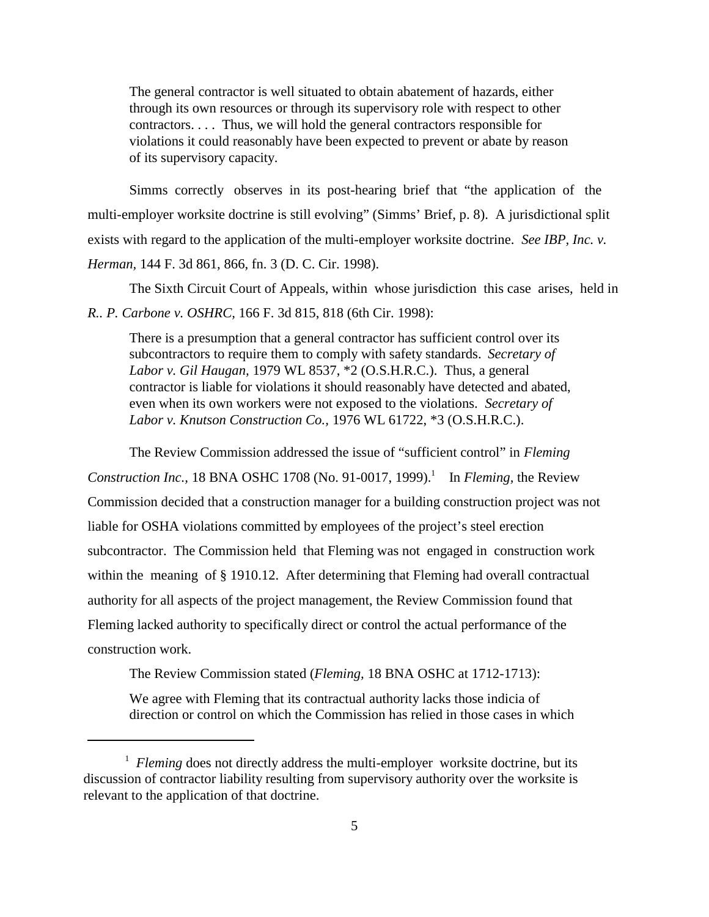> The general contractor is well situated to obtain abatement of hazards, either through its own resources or through its supervisory role with respect to other contractors. . . . Thus, we will hold the general contractors responsible for violations it could reasonably have been expected to prevent or abate by reason of its supervisory capacity.

Simms correctly observes in its post-hearing brief that "the application of the multi-employer worksite doctrine is still evolving" (Simms' Brief, p. 8). A jurisdictional split exists with regard to the application of the multi-employer worksite doctrine. *See IBP, Inc. v. Herman,* 144 F. 3d 861, 866, fn. 3 (D. C. Cir. 1998).

The Sixth Circuit Court of Appeals, within whose jurisdiction this case arises, held in *R.. P. Carbone v. OSHRC,* 166 F. 3d 815, 818 (6th Cir. 1998):

> There is a presumption that a general contractor has sufficient control over its subcontractors to require them to comply with safety standards. *Secretary of Labor v. Gil Haugan*, 1979 WL 8537, *2 (O.S.H.R.C.). Thus, a general contractor is liable for violations it should reasonably have detected and abated, even when its own workers were not exposed to the violations. *Secretary of Labor v. Knutson Construction Co.,* 1976 WL 61722, *3 (O.S.H.R.C.).

The Review Commission addressed the issue of "sufficient control" in *Fleming Construction Inc.*, 18 BNA OSHC 1708 (No. 91-0017, 1999).[1] In *Fleming*, the Review Commission decided that a construction manager for a building construction project was not liable for OSHA violations committed by employees of the project's steel erection subcontractor. The Commission held that Fleming was not engaged in construction work within the meaning of § 1910.12. After determining that Fleming had overall contractual authority for all aspects of the project management, the Review Commission found that Fleming lacked authority to specifically direct or control the actual performance of the construction work.

The Review Commission stated (*Fleming,* 18 BNA OSHC at 1712-1713):

> We agree with Fleming that its contractual authority lacks those indicia of direction or control on which the Commission has relied in those cases in which

---

[1] *Fleming* does not directly address the multi-employer worksite doctrine, but its discussion of contractor liability resulting from supervisory authority over the worksite is relevant to the application of that doctrine.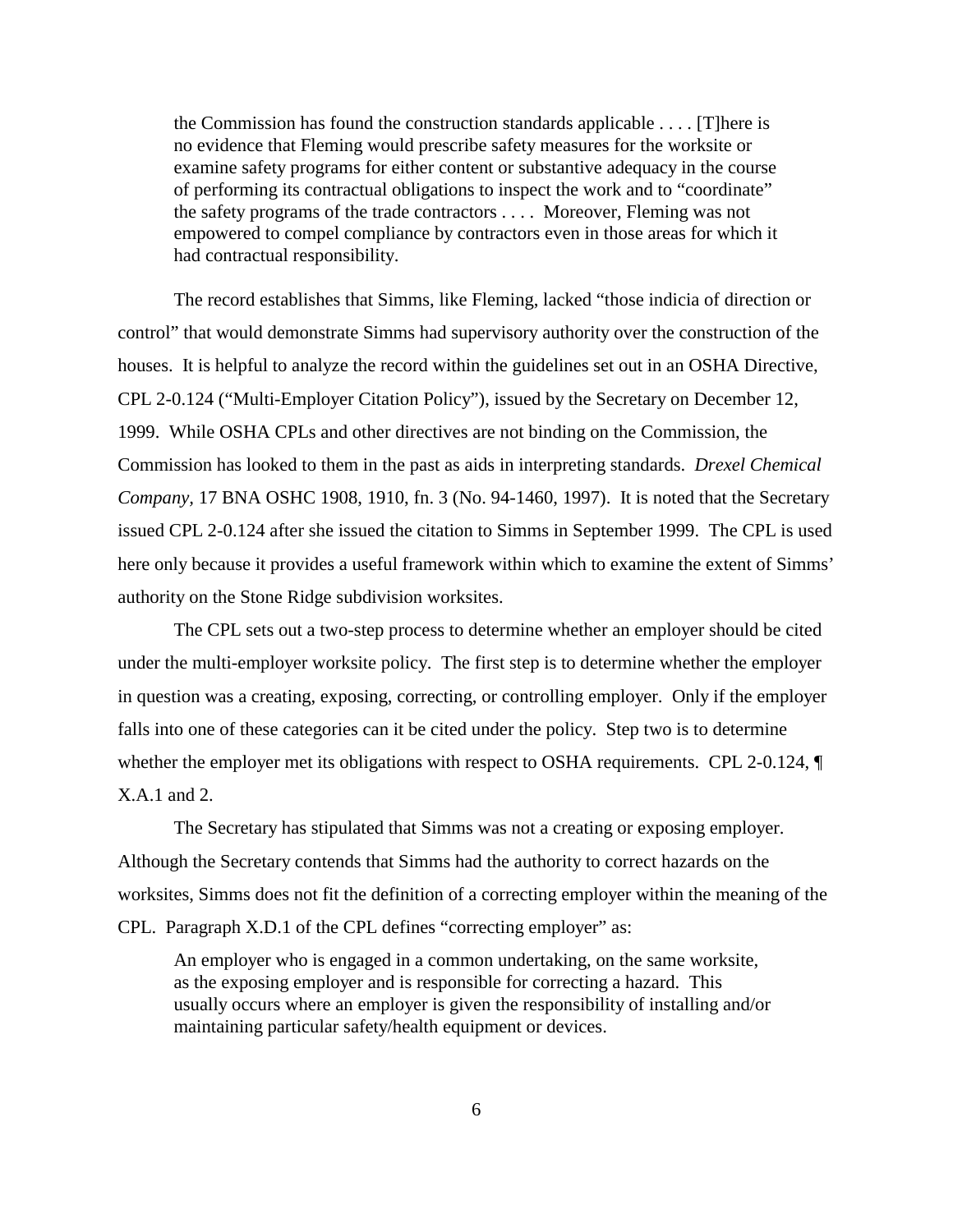> the Commission has found the construction standards applicable . . . . [T]here is no evidence that Fleming would prescribe safety measures for the worksite or examine safety programs for either content or substantive adequacy in the course of performing its contractual obligations to inspect the work and to "coordinate" the safety programs of the trade contractors . . . . Moreover, Fleming was not empowered to compel compliance by contractors even in those areas for which it had contractual responsibility.

The record establishes that Simms, like Fleming, lacked "those indicia of direction or control" that would demonstrate Simms had supervisory authority over the construction of the houses. It is helpful to analyze the record within the guidelines set out in an OSHA Directive, CPL 2-0.124 ("Multi-Employer Citation Policy"), issued by the Secretary on December 12, 1999. While OSHA CPLs and other directives are not binding on the Commission, the Commission has looked to them in the past as aids in interpreting standards. *Drexel Chemical Company*, 17 BNA OSHC 1908, 1910, fn. 3 (No. 94-1460, 1997). It is noted that the Secretary issued CPL 2-0.124 after she issued the citation to Simms in September 1999. The CPL is used here only because it provides a useful framework within which to examine the extent of Simms' authority on the Stone Ridge subdivision worksites.

The CPL sets out a two-step process to determine whether an employer should be cited under the multi-employer worksite policy. The first step is to determine whether the employer in question was a creating, exposing, correcting, or controlling employer. Only if the employer falls into one of these categories can it be cited under the policy. Step two is to determine whether the employer met its obligations with respect to OSHA requirements. CPL 2-0.124, ¶ X.A.1 and 2.

The Secretary has stipulated that Simms was not a creating or exposing employer. Although the Secretary contends that Simms had the authority to correct hazards on the worksites, Simms does not fit the definition of a correcting employer within the meaning of the CPL. Paragraph X.D.1 of the CPL defines "correcting employer" as:

> An employer who is engaged in a common undertaking, on the same worksite, as the exposing employer and is responsible for correcting a hazard. This usually occurs where an employer is given the responsibility of installing and/or maintaining particular safety/health equipment or devices.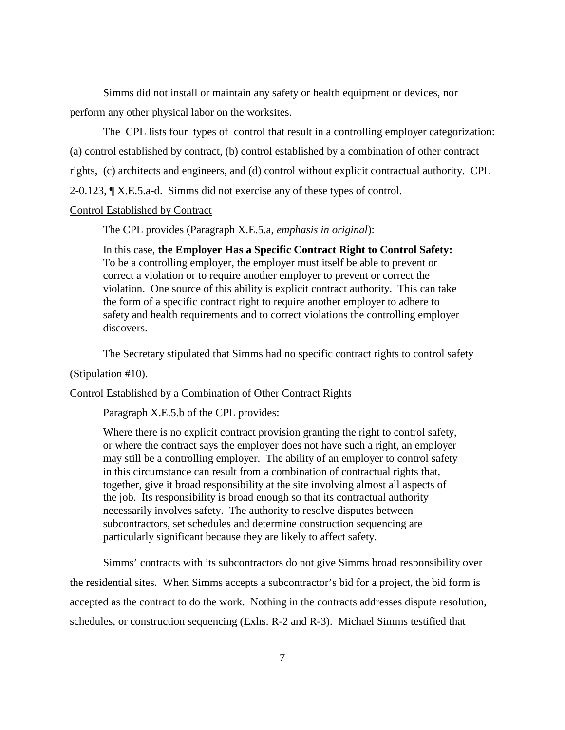Simms did not install or maintain any safety or health equipment or devices, nor perform any other physical labor on the worksites.

The CPL lists four types of control that result in a controlling employer categorization: (a) control established by contract, (b) control established by a combination of other contract rights, (c) architects and engineers, and (d) control without explicit contractual authority. CPL 2-0.123, ¶ X.E.5.a-d. Simms did not exercise any of these types of control.

<u>Control Established by Contract</u>

The CPL provides (Paragraph X.E.5.a, *emphasis in original*):

> In this case, **the Employer Has a Specific Contract Right to Control Safety:** To be a controlling employer, the employer must itself be able to prevent or correct a violation or to require another employer to prevent or correct the violation. One source of this ability is explicit contract authority. This can take the form of a specific contract right to require another employer to adhere to safety and health requirements and to correct violations the controlling employer discovers.

The Secretary stipulated that Simms had no specific contract rights to control safety (Stipulation #10).

<u>Control Established by a Combination of Other Contract Rights</u>

Paragraph X.E.5.b of the CPL provides:

> Where there is no explicit contract provision granting the right to control safety, or where the contract says the employer does not have such a right, an employer may still be a controlling employer. The ability of an employer to control safety in this circumstance can result from a combination of contractual rights that, together, give it broad responsibility at the site involving almost all aspects of the job. Its responsibility is broad enough so that its contractual authority necessarily involves safety. The authority to resolve disputes between subcontractors, set schedules and determine construction sequencing are particularly significant because they are likely to affect safety.

Simms' contracts with its subcontractors do not give Simms broad responsibility over the residential sites. When Simms accepts a subcontractor's bid for a project, the bid form is accepted as the contract to do the work. Nothing in the contracts addresses dispute resolution, schedules, or construction sequencing (Exhs. R-2 and R-3). Michael Simms testified that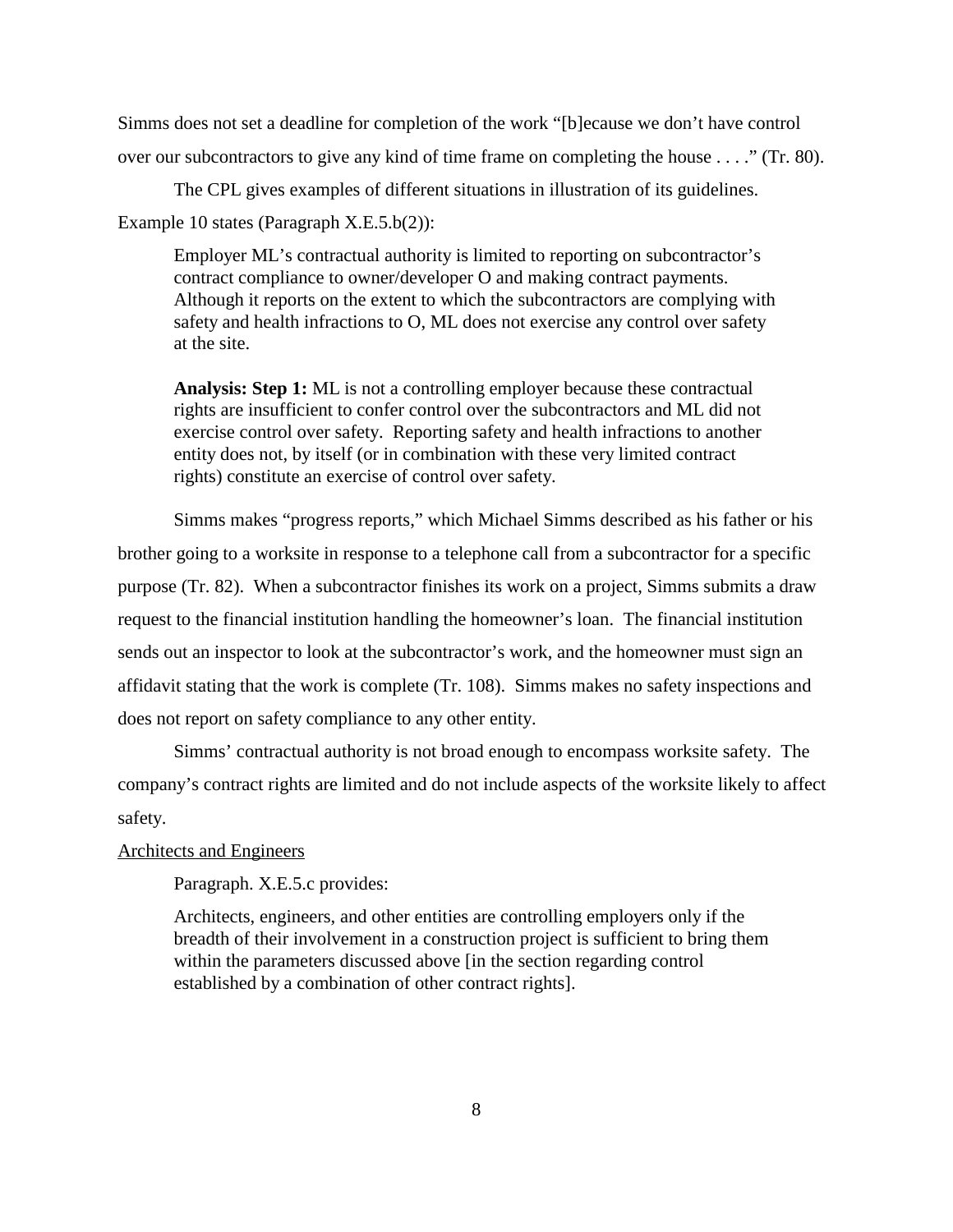Simms does not set a deadline for completion of the work "[b]ecause we don't have control over our subcontractors to give any kind of time frame on completing the house . . . ." (Tr. 80).

The CPL gives examples of different situations in illustration of its guidelines. Example 10 states (Paragraph X.E.5.b(2)):

> Employer ML's contractual authority is limited to reporting on subcontractor's contract compliance to owner/developer O and making contract payments. Although it reports on the extent to which the subcontractors are complying with safety and health infractions to O, ML does not exercise any control over safety at the site.
>
> **Analysis: Step 1:** ML is not a controlling employer because these contractual rights are insufficient to confer control over the subcontractors and ML did not exercise control over safety. Reporting safety and health infractions to another entity does not, by itself (or in combination with these very limited contract rights) constitute an exercise of control over safety.

Simms makes "progress reports," which Michael Simms described as his father or his brother going to a worksite in response to a telephone call from a subcontractor for a specific purpose (Tr. 82). When a subcontractor finishes its work on a project, Simms submits a draw request to the financial institution handling the homeowner's loan. The financial institution sends out an inspector to look at the subcontractor's work, and the homeowner must sign an affidavit stating that the work is complete (Tr. 108). Simms makes no safety inspections and does not report on safety compliance to any other entity.

Simms' contractual authority is not broad enough to encompass worksite safety. The company's contract rights are limited and do not include aspects of the worksite likely to affect safety.

<u>Architects and Engineers</u>

Paragraph. X.E.5.c provides:

> Architects, engineers, and other entities are controlling employers only if the breadth of their involvement in a construction project is sufficient to bring them within the parameters discussed above [in the section regarding control established by a combination of other contract rights].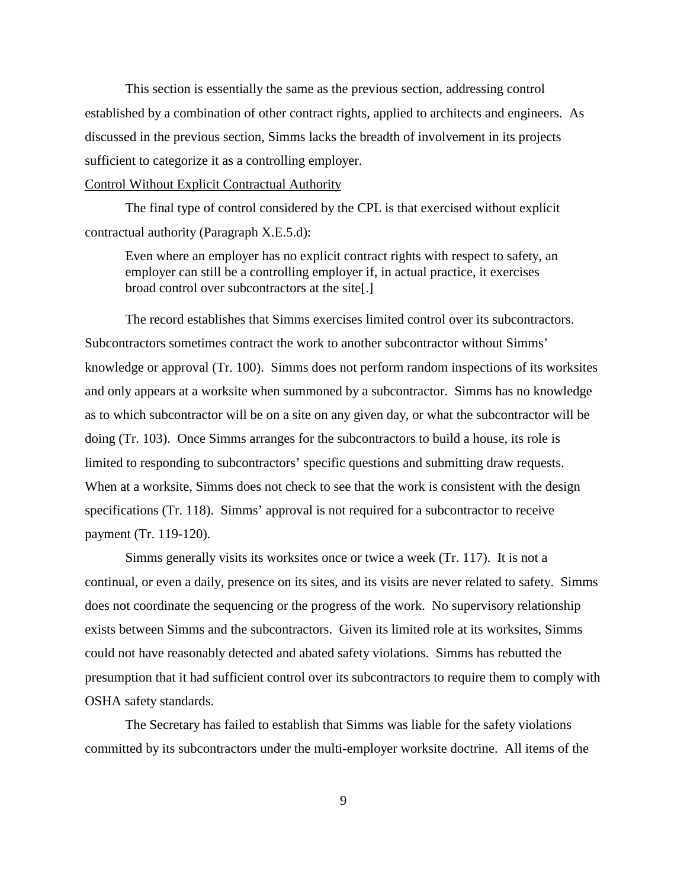This section is essentially the same as the previous section, addressing control established by a combination of other contract rights, applied to architects and engineers. As discussed in the previous section, Simms lacks the breadth of involvement in its projects sufficient to categorize it as a controlling employer.

<u>Control Without Explicit Contractual Authority</u>

The final type of control considered by the CPL is that exercised without explicit contractual authority (Paragraph X.E.5.d):

> Even where an employer has no explicit contract rights with respect to safety, an employer can still be a controlling employer if, in actual practice, it exercises broad control over subcontractors at the site[.]

The record establishes that Simms exercises limited control over its subcontractors. Subcontractors sometimes contract the work to another subcontractor without Simms' knowledge or approval (Tr. 100). Simms does not perform random inspections of its worksites and only appears at a worksite when summoned by a subcontractor. Simms has no knowledge as to which subcontractor will be on a site on any given day, or what the subcontractor will be doing (Tr. 103). Once Simms arranges for the subcontractors to build a house, its role is limited to responding to subcontractors' specific questions and submitting draw requests. When at a worksite, Simms does not check to see that the work is consistent with the design specifications (Tr. 118). Simms' approval is not required for a subcontractor to receive payment (Tr. 119-120).

Simms generally visits its worksites once or twice a week (Tr. 117). It is not a continual, or even a daily, presence on its sites, and its visits are never related to safety. Simms does not coordinate the sequencing or the progress of the work. No supervisory relationship exists between Simms and the subcontractors. Given its limited role at its worksites, Simms could not have reasonably detected and abated safety violations. Simms has rebutted the presumption that it had sufficient control over its subcontractors to require them to comply with OSHA safety standards.

The Secretary has failed to establish that Simms was liable for the safety violations committed by its subcontractors under the multi-employer worksite doctrine. All items of the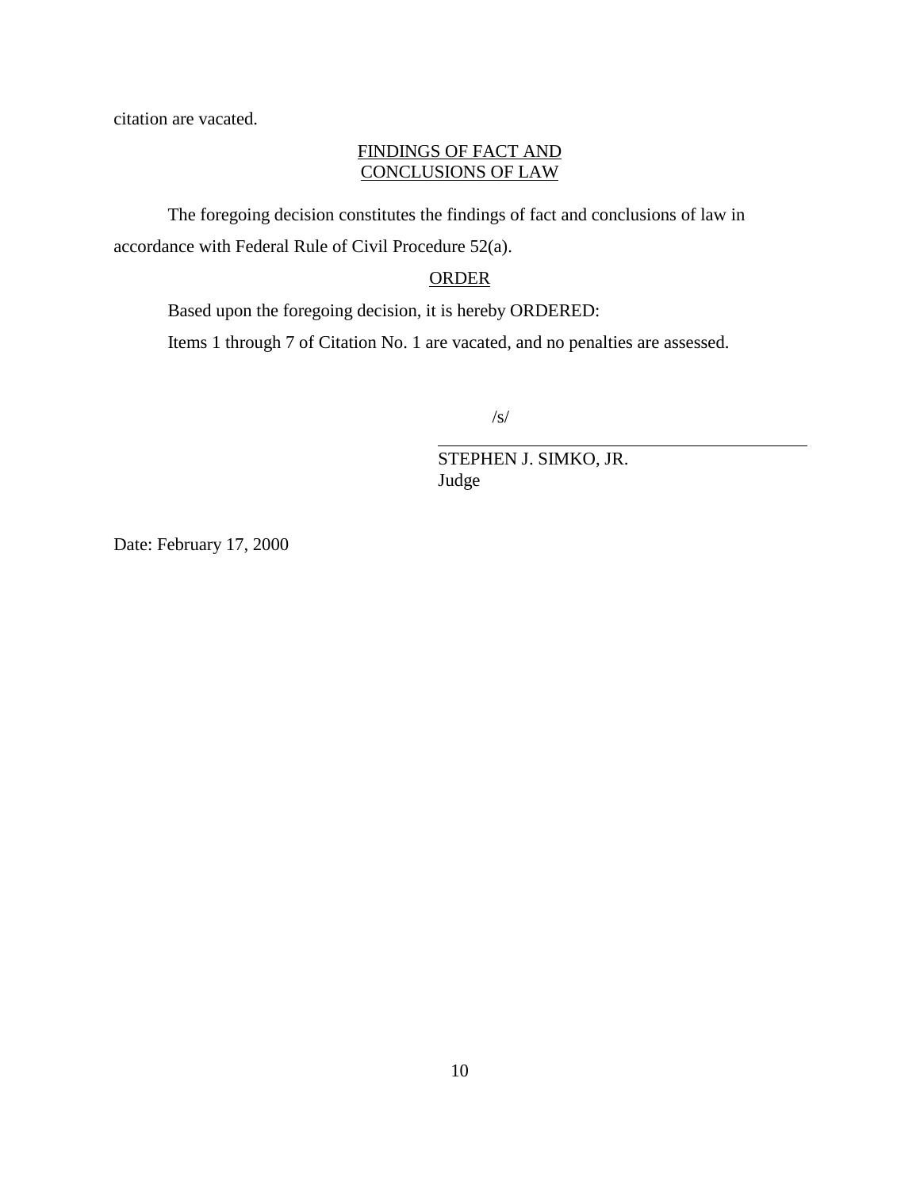citation are vacated.

## FINDINGS OF FACT AND CONCLUSIONS OF LAW

The foregoing decision constitutes the findings of fact and conclusions of law in accordance with Federal Rule of Civil Procedure 52(a).

## ORDER

Based upon the foregoing decision, it is hereby ORDERED:

Items 1 through 7 of Citation No. 1 are vacated, and no penalties are assessed.

/s/

STEPHEN J. SIMKO, JR.
Judge

Date: February 17, 2000